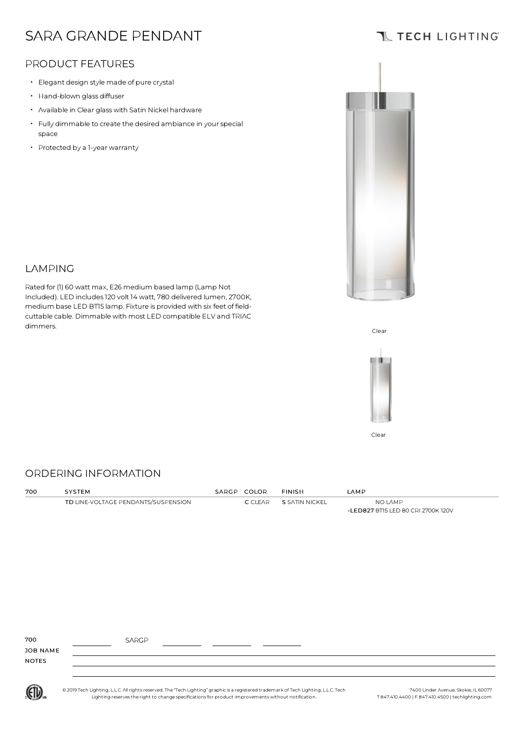# SARA GRANDE PENDANT

TECH LIGHTING

## PRODUCT FEATURES

- Elegant design style made of pure crystal
- Hand-blown glass diffuser
- Available in Clear glass with Satin Nickel hardware
- Fully dimmable to create the desired ambiance in your special space
- Protected by a 1-year warranty

## LAMPING

Rated for (1) 60 watt max, E26 medium based lamp (Lamp Not Included). LED includes 120 volt 14 watt, 780 delivered lumen, 2700K, medium base LED BT15 lamp. Fixture is provided with six feet of field-cuttable cable. Dimmable with most LED compatible ELV and TRIAC dimmers.

Clear

Clear

## ORDERING INFORMATION

| 700 | SYSTEM | SARGP | COLOR | FINISH | LAMP |
|---|---|---|---|---|---|
| | **TD** LINE-VOLTAGE PENDANTS/SUSPENSION | | **C** CLEAR | **S** SATIN NICKEL | NO LAMP |
| | | | | | **-LED827** BT15 LED 80 CRI 2700K 120V |

700 ________ SARGP ________ ________ ________

JOB NAME

NOTES

© 2019 Tech Lighting, L.L.C. All rights reserved. The "Tech Lighting" graphic is a registered trademark of Tech Lighting, L.L.C. Tech Lighting reserves the right to change specifications for product improvements without notification.

7400 Linder Avenue, Skokie, IL 60077
T 847.410.4400 | F 847.410.4500 | techlighting.com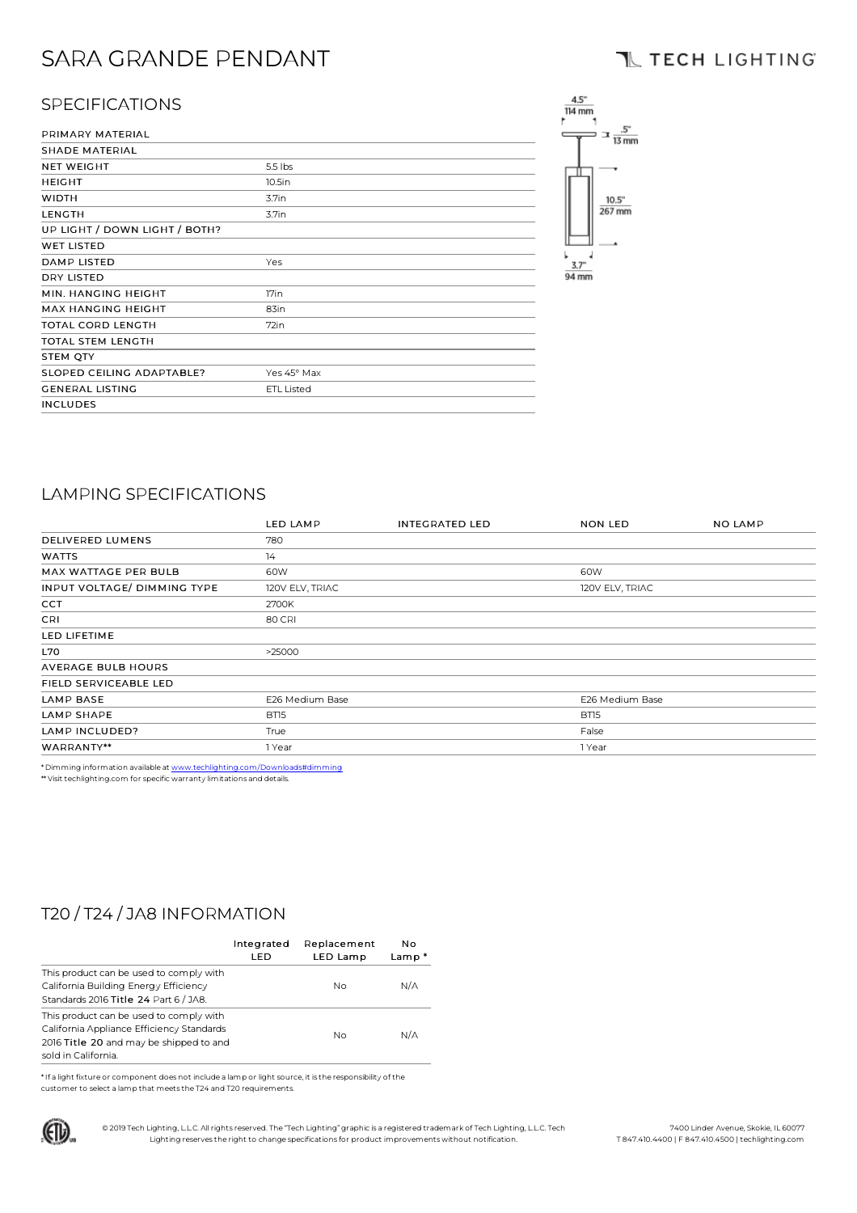# SARA GRANDE PENDANT

TECH LIGHTING

## SPECIFICATIONS

| | |
|---|---|
| PRIMARY MATERIAL | |
| SHADE MATERIAL | |
| NET WEIGHT | 5.5 lbs |
| HEIGHT | 10.5in |
| WIDTH | 3.7in |
| LENGTH | 3.7in |
| UP LIGHT / DOWN LIGHT / BOTH? | |
| WET LISTED | |
| DAMP LISTED | Yes |
| DRY LISTED | |
| MIN. HANGING HEIGHT | 17in |
| MAX HANGING HEIGHT | 83in |
| TOTAL CORD LENGTH | 72in |
| TOTAL STEM LENGTH | |
| STEM QTY | |
| SLOPED CEILING ADAPTABLE? | Yes 45° Max |
| GENERAL LISTING | ETL Listed |
| INCLUDES | |

4.5"
114 mm

.5"
13 mm

10.5"
267 mm

3.7"
94 mm

## LAMPING SPECIFICATIONS

| | LED LAMP | INTEGRATED LED | NON LED | NO LAMP |
|---|---|---|---|---|
| DELIVERED LUMENS | 780 | | | |
| WATTS | 14 | | | |
| MAX WATTAGE PER BULB | 60W | | 60W | |
| INPUT VOLTAGE/ DIMMING TYPE | 120V ELV, TRIAC | | 120V ELV, TRIAC | |
| CCT | 2700K | | | |
| CRI | 80 CRI | | | |
| LED LIFETIME | | | | |
| L70 | >25000 | | | |
| AVERAGE BULB HOURS | | | | |
| FIELD SERVICEABLE LED | | | | |
| LAMP BASE | E26 Medium Base | | E26 Medium Base | |
| LAMP SHAPE | BT15 | | BT15 | |
| LAMP INCLUDED? | True | | False | |
| WARRANTY** | 1 Year | | 1 Year | |

* Dimming information available at www.techlighting.com/Downloads#dimming
** Visit techlighting.com for specific warranty limitations and details.

## T20 / T24 / JA8 INFORMATION

| | Integrated LED | Replacement LED Lamp | No Lamp * |
|---|---|---|---|
| This product can be used to comply with California Building Energy Efficiency Standards 2016 **Title 24** Part 6 / JA8. | | No | N/A |
| This product can be used to comply with California Appliance Efficiency Standards 2016 **Title 20** and may be shipped to and sold in California. | | No | N/A |

* If a light fixture or component does not include a lamp or light source, it is the responsibility of the customer to select a lamp that meets the T24 and T20 requirements.

© 2019 Tech Lighting, L.L.C. All rights reserved. The "Tech Lighting" graphic is a registered trademark of Tech Lighting, L.L.C. Tech Lighting reserves the right to change specifications for product improvements without notification.

7400 Linder Avenue, Skokie, IL 60077
T 847.410.4400 | F 847.410.4500 | techlighting.com